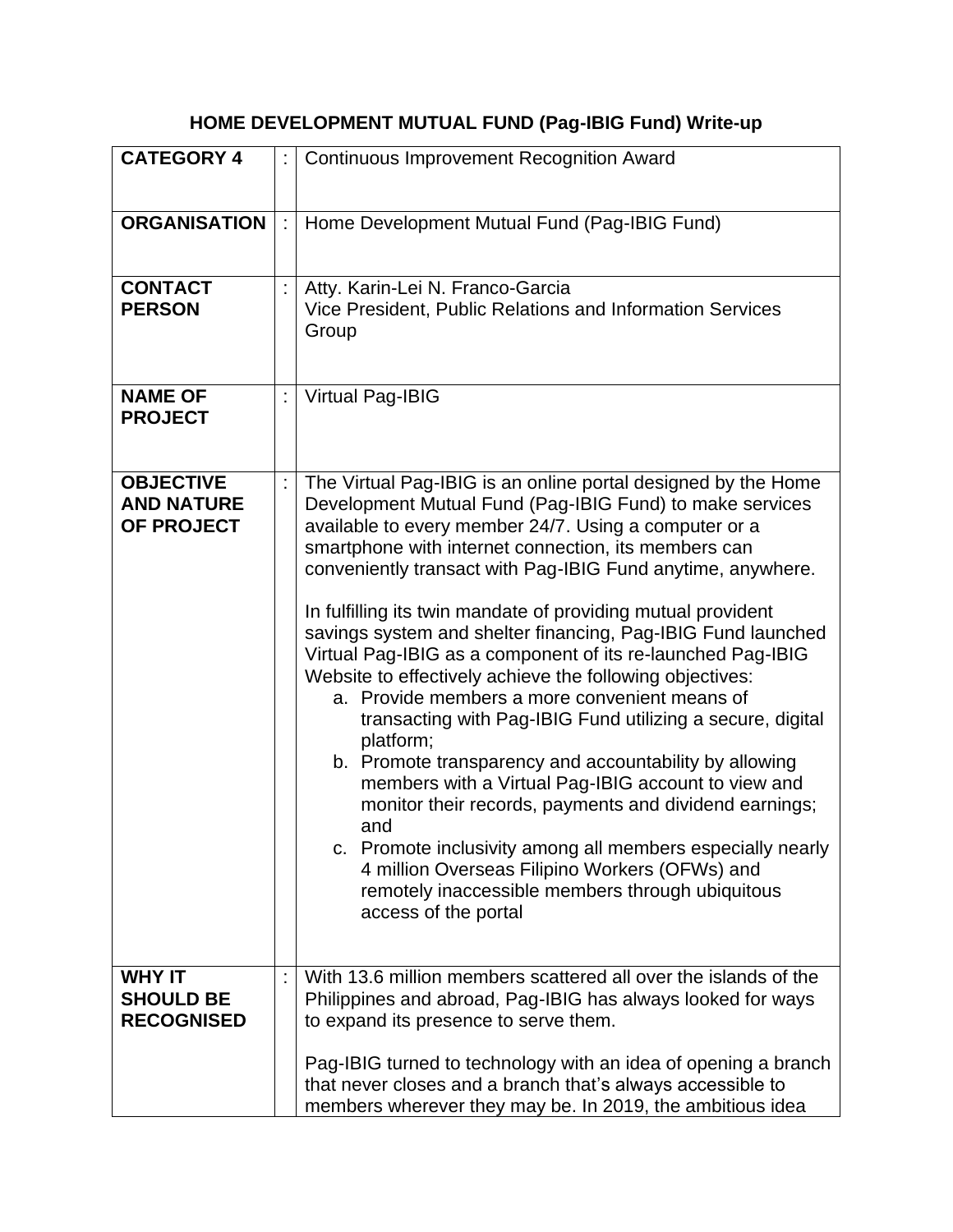# HOME DEVELOPMENT MUTUAL FUND (Pag-IBIG Fund) Write-up

| | | |
|---|---|---|
| **CATEGORY 4** | : | Continuous Improvement Recognition Award |
| **ORGANISATION** | : | Home Development Mutual Fund (Pag-IBIG Fund) |
| **CONTACT PERSON** | : | Atty. Karin-Lei N. Franco-Garcia<br>Vice President, Public Relations and Information Services Group |
| **NAME OF PROJECT** | : | Virtual Pag-IBIG |
| **OBJECTIVE AND NATURE OF PROJECT** | : | The Virtual Pag-IBIG is an online portal designed by the Home Development Mutual Fund (Pag-IBIG Fund) to make services available to every member 24/7. Using a computer or a smartphone with internet connection, its members can conveniently transact with Pag-IBIG Fund anytime, anywhere.<br><br>In fulfilling its twin mandate of providing mutual provident savings system and shelter financing, Pag-IBIG Fund launched Virtual Pag-IBIG as a component of its re-launched Pag-IBIG Website to effectively achieve the following objectives:<br>a. Provide members a more convenient means of transacting with Pag-IBIG Fund utilizing a secure, digital platform;<br>b. Promote transparency and accountability by allowing members with a Virtual Pag-IBIG account to view and monitor their records, payments and dividend earnings; and<br>c. Promote inclusivity among all members especially nearly 4 million Overseas Filipino Workers (OFWs) and remotely inaccessible members through ubiquitous access of the portal |
| **WHY IT SHOULD BE RECOGNISED** | : | With 13.6 million members scattered all over the islands of the Philippines and abroad, Pag-IBIG has always looked for ways to expand its presence to serve them.<br><br>Pag-IBIG turned to technology with an idea of opening a branch that never closes and a branch that's always accessible to members wherever they may be. In 2019, the ambitious idea |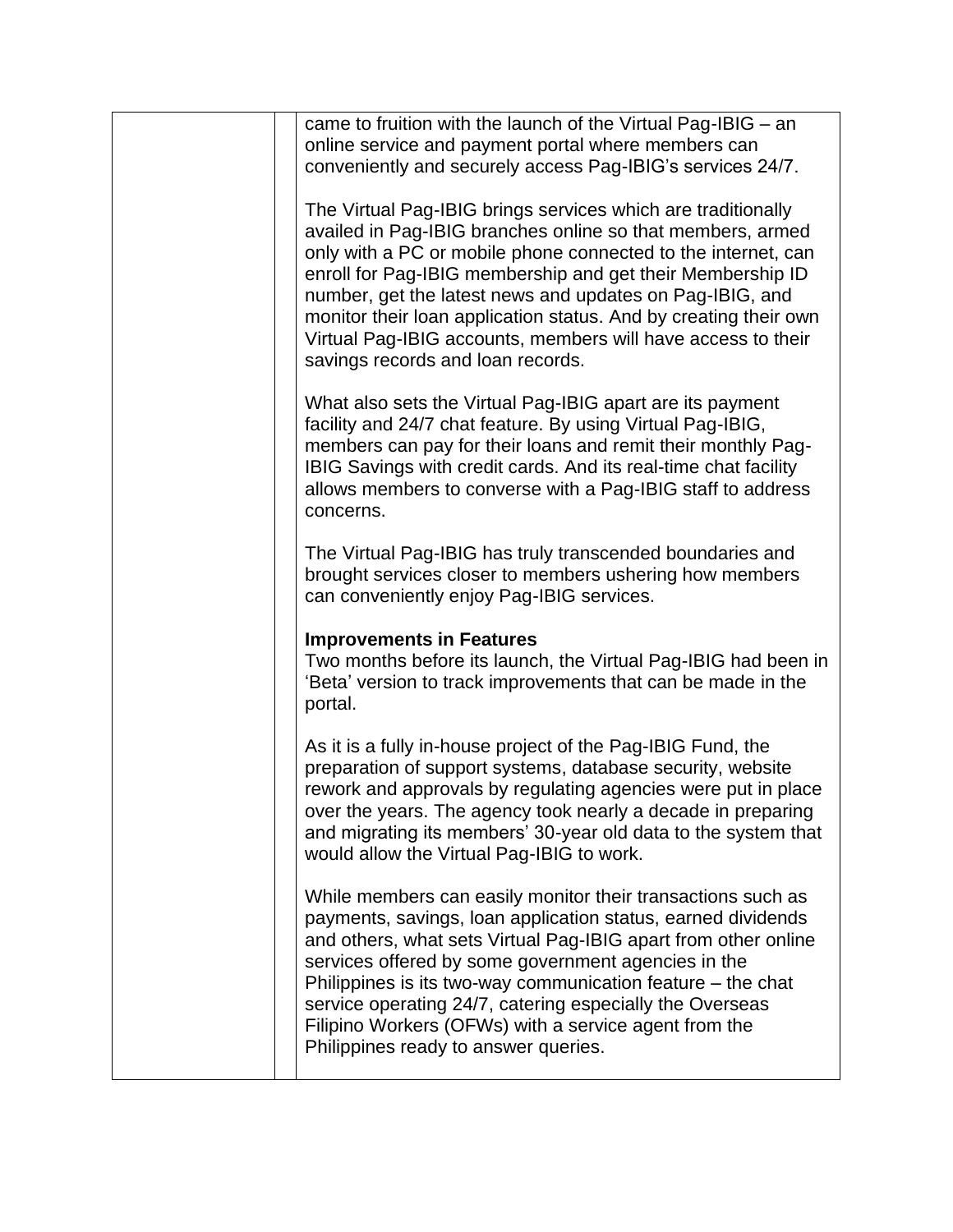came to fruition with the launch of the Virtual Pag-IBIG – an online service and payment portal where members can conveniently and securely access Pag-IBIG's services 24/7.

The Virtual Pag-IBIG brings services which are traditionally availed in Pag-IBIG branches online so that members, armed only with a PC or mobile phone connected to the internet, can enroll for Pag-IBIG membership and get their Membership ID number, get the latest news and updates on Pag-IBIG, and monitor their loan application status. And by creating their own Virtual Pag-IBIG accounts, members will have access to their savings records and loan records.

What also sets the Virtual Pag-IBIG apart are its payment facility and 24/7 chat feature. By using Virtual Pag-IBIG, members can pay for their loans and remit their monthly Pag-IBIG Savings with credit cards. And its real-time chat facility allows members to converse with a Pag-IBIG staff to address concerns.

The Virtual Pag-IBIG has truly transcended boundaries and brought services closer to members ushering how members can conveniently enjoy Pag-IBIG services.

**Improvements in Features**

Two months before its launch, the Virtual Pag-IBIG had been in 'Beta' version to track improvements that can be made in the portal.

As it is a fully in-house project of the Pag-IBIG Fund, the preparation of support systems, database security, website rework and approvals by regulating agencies were put in place over the years. The agency took nearly a decade in preparing and migrating its members' 30-year old data to the system that would allow the Virtual Pag-IBIG to work.

While members can easily monitor their transactions such as payments, savings, loan application status, earned dividends and others, what sets Virtual Pag-IBIG apart from other online services offered by some government agencies in the Philippines is its two-way communication feature – the chat service operating 24/7, catering especially the Overseas Filipino Workers (OFWs) with a service agent from the Philippines ready to answer queries.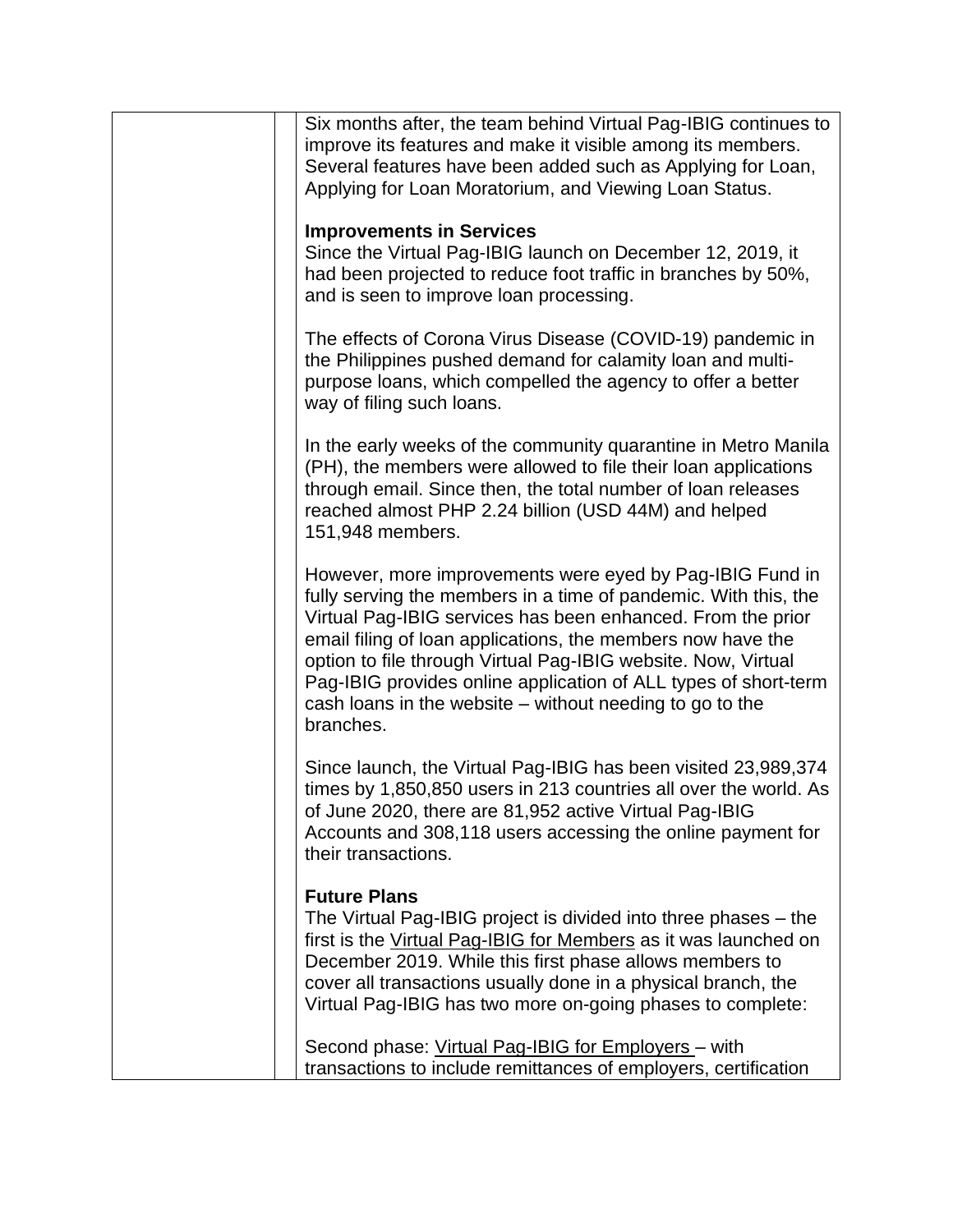Six months after, the team behind Virtual Pag-IBIG continues to improve its features and make it visible among its members. Several features have been added such as Applying for Loan, Applying for Loan Moratorium, and Viewing Loan Status.

**Improvements in Services**

Since the Virtual Pag-IBIG launch on December 12, 2019, it had been projected to reduce foot traffic in branches by 50%, and is seen to improve loan processing.

The effects of Corona Virus Disease (COVID-19) pandemic in the Philippines pushed demand for calamity loan and multi-purpose loans, which compelled the agency to offer a better way of filing such loans.

In the early weeks of the community quarantine in Metro Manila (PH), the members were allowed to file their loan applications through email. Since then, the total number of loan releases reached almost PHP 2.24 billion (USD 44M) and helped 151,948 members.

However, more improvements were eyed by Pag-IBIG Fund in fully serving the members in a time of pandemic. With this, the Virtual Pag-IBIG services has been enhanced. From the prior email filing of loan applications, the members now have the option to file through Virtual Pag-IBIG website. Now, Virtual Pag-IBIG provides online application of ALL types of short-term cash loans in the website – without needing to go to the branches.

Since launch, the Virtual Pag-IBIG has been visited 23,989,374 times by 1,850,850 users in 213 countries all over the world. As of June 2020, there are 81,952 active Virtual Pag-IBIG Accounts and 308,118 users accessing the online payment for their transactions.

**Future Plans**

The Virtual Pag-IBIG project is divided into three phases – the first is the Virtual Pag-IBIG for Members as it was launched on December 2019. While this first phase allows members to cover all transactions usually done in a physical branch, the Virtual Pag-IBIG has two more on-going phases to complete:

Second phase: Virtual Pag-IBIG for Employers – with transactions to include remittances of employers, certification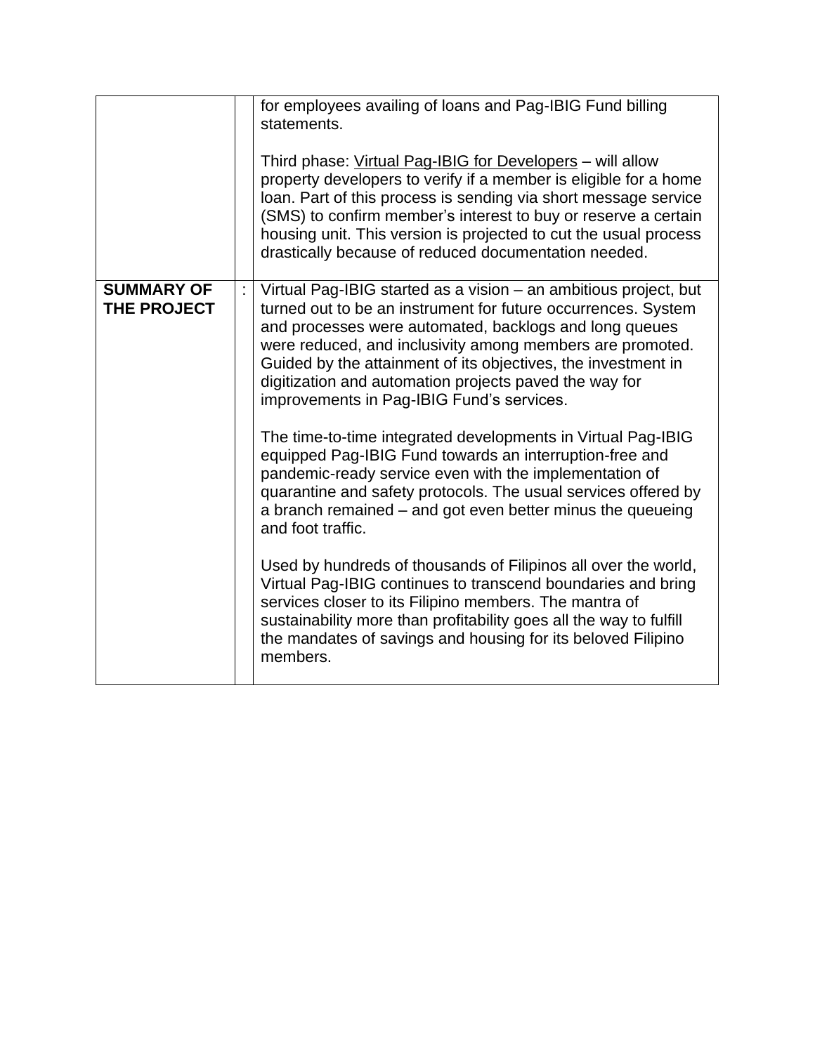| | | |
|---|---|---|
| | | for employees availing of loans and Pag-IBIG Fund billing statements.<br><br>Third phase: Virtual Pag-IBIG for Developers – will allow property developers to verify if a member is eligible for a home loan. Part of this process is sending via short message service (SMS) to confirm member's interest to buy or reserve a certain housing unit. This version is projected to cut the usual process drastically because of reduced documentation needed. |
| **SUMMARY OF THE PROJECT** | : | Virtual Pag-IBIG started as a vision – an ambitious project, but turned out to be an instrument for future occurrences. System and processes were automated, backlogs and long queues were reduced, and inclusivity among members are promoted. Guided by the attainment of its objectives, the investment in digitization and automation projects paved the way for improvements in Pag-IBIG Fund's services.<br><br>The time-to-time integrated developments in Virtual Pag-IBIG equipped Pag-IBIG Fund towards an interruption-free and pandemic-ready service even with the implementation of quarantine and safety protocols. The usual services offered by a branch remained – and got even better minus the queueing and foot traffic.<br><br>Used by hundreds of thousands of Filipinos all over the world, Virtual Pag-IBIG continues to transcend boundaries and bring services closer to its Filipino members. The mantra of sustainability more than profitability goes all the way to fulfill the mandates of savings and housing for its beloved Filipino members. |